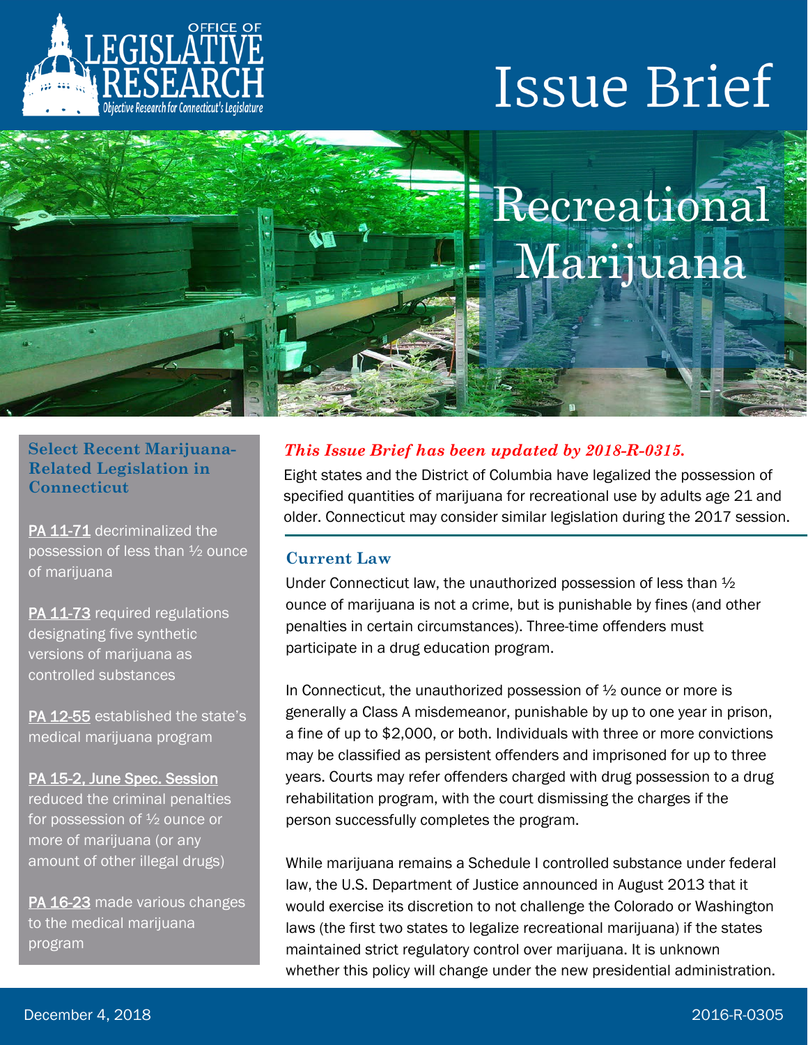# Issue Brief

## Recreational Marijuana

### Select Recent Marijuana-Related Legislation in Connecticut

PA 11-71 decriminalized the possession of less than ½ ounce of marijuana

PA 11-73 required regulations designating five synthetic versions of marijuana as controlled substances

PA 12-55 established the state's medical marijuana program

PA 15-2, June Spec. Session reduced the criminal penalties for possession of ½ ounce or more of marijuana (or any amount of other illegal drugs)

PA 16-23 made various changes to the medical marijuana program

***This Issue Brief has been updated by 2018-R-0315.***

Eight states and the District of Columbia have legalized the possession of specified quantities of marijuana for recreational use by adults age 21 and older. Connecticut may consider similar legislation during the 2017 session.

### Current Law

Under Connecticut law, the unauthorized possession of less than ½ ounce of marijuana is not a crime, but is punishable by fines (and other penalties in certain circumstances). Three-time offenders must participate in a drug education program.

In Connecticut, the unauthorized possession of ½ ounce or more is generally a Class A misdemeanor, punishable by up to one year in prison, a fine of up to $2,000, or both. Individuals with three or more convictions may be classified as persistent offenders and imprisoned for up to three years. Courts may refer offenders charged with drug possession to a drug rehabilitation program, with the court dismissing the charges if the person successfully completes the program.

While marijuana remains a Schedule I controlled substance under federal law, the U.S. Department of Justice announced in August 2013 that it would exercise its discretion to not challenge the Colorado or Washington laws (the first two states to legalize recreational marijuana) if the states maintained strict regulatory control over marijuana. It is unknown whether this policy will change under the new presidential administration.

December 4, 2018 2016-R-0305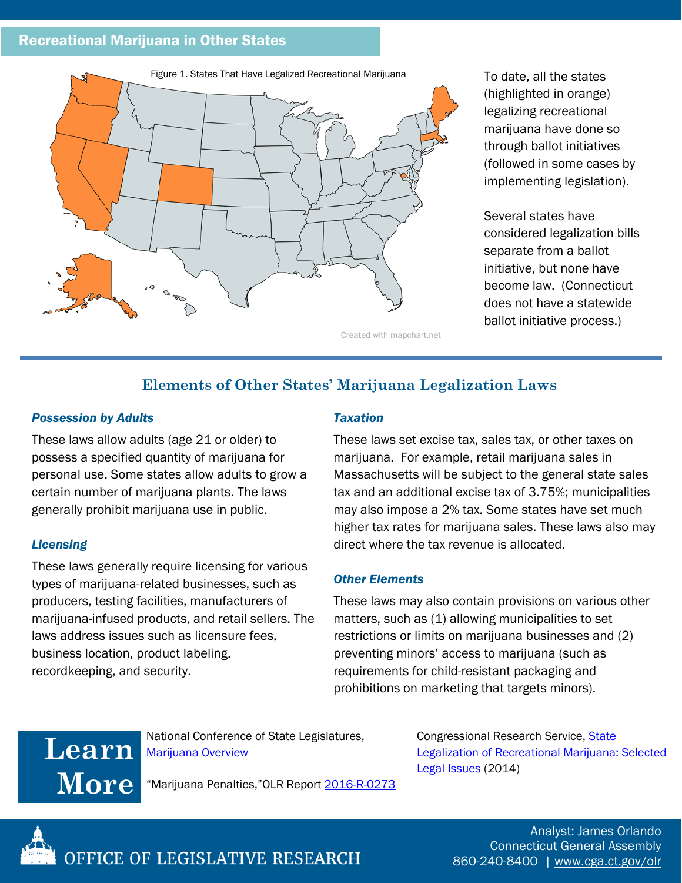## Recreational Marijuana in Other States

Figure 1. States That Have Legalized Recreational Marijuana

Created with mapchart.net

To date, all the states (highlighted in orange) legalizing recreational marijuana have done so through ballot initiatives (followed in some cases by implementing legislation).

Several states have considered legalization bills separate from a ballot initiative, but none have become law. (Connecticut does not have a statewide ballot initiative process.)

## Elements of Other States' Marijuana Legalization Laws

### *Possession by Adults*

These laws allow adults (age 21 or older) to possess a specified quantity of marijuana for personal use. Some states allow adults to grow a certain number of marijuana plants. The laws generally prohibit marijuana use in public.

### *Licensing*

These laws generally require licensing for various types of marijuana-related businesses, such as producers, testing facilities, manufacturers of marijuana-infused products, and retail sellers. The laws address issues such as licensure fees, business location, product labeling, recordkeeping, and security.

### *Taxation*

These laws set excise tax, sales tax, or other taxes on marijuana. For example, retail marijuana sales in Massachusetts will be subject to the general state sales tax and an additional excise tax of 3.75%; municipalities may also impose a 2% tax. Some states have set much higher tax rates for marijuana sales. These laws also may direct where the tax revenue is allocated.

### *Other Elements*

These laws may also contain provisions on various other matters, such as (1) allowing municipalities to set restrictions or limits on marijuana businesses and (2) preventing minors' access to marijuana (such as requirements for child-resistant packaging and prohibitions on marketing that targets minors).

## Learn More

National Conference of State Legislatures, Marijuana Overview

"Marijuana Penalties," OLR Report 2016-R-0273

Congressional Research Service, State Legalization of Recreational Marijuana: Selected Legal Issues (2014)

OFFICE OF LEGISLATIVE RESEARCH

Analyst: James Orlando
Connecticut General Assembly
860-240-8400 | www.cga.ct.gov/olr